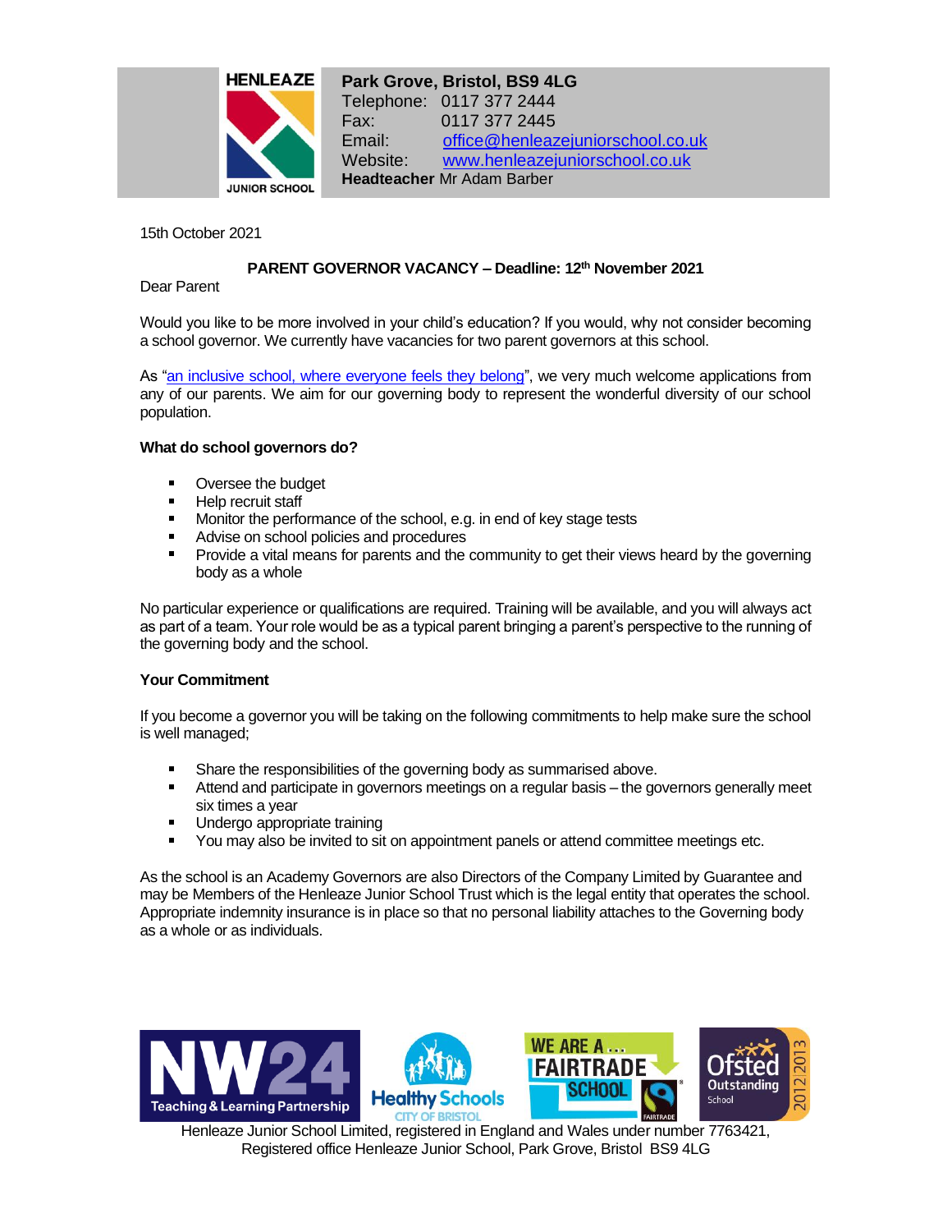**HENLEAZE JUNIOR SCHOOL**

**Park Grove, Bristol, BS9 4LG**
Telephone: 0117 377 2444
Fax: 0117 377 2445
Email: office@henleazejuniorschool.co.uk
Website: www.henleazejuniorschool.co.uk
**Headteacher** Mr Adam Barber

15th October 2021

**PARENT GOVERNOR VACANCY – Deadline: 12th November 2021**

Dear Parent

Would you like to be more involved in your child's education? If you would, why not consider becoming a school governor. We currently have vacancies for two parent governors at this school.

As "an inclusive school, where everyone feels they belong", we very much welcome applications from any of our parents. We aim for our governing body to represent the wonderful diversity of our school population.

**What do school governors do?**

- Oversee the budget
- Help recruit staff
- Monitor the performance of the school, e.g. in end of key stage tests
- Advise on school policies and procedures
- Provide a vital means for parents and the community to get their views heard by the governing body as a whole

No particular experience or qualifications are required. Training will be available, and you will always act as part of a team. Your role would be as a typical parent bringing a parent's perspective to the running of the governing body and the school.

**Your Commitment**

If you become a governor you will be taking on the following commitments to help make sure the school is well managed;

- Share the responsibilities of the governing body as summarised above.
- Attend and participate in governors meetings on a regular basis – the governors generally meet six times a year
- Undergo appropriate training
- You may also be invited to sit on appointment panels or attend committee meetings etc.

As the school is an Academy Governors are also Directors of the Company Limited by Guarantee and may be Members of the Henleaze Junior School Trust which is the legal entity that operates the school. Appropriate indemnity insurance is in place so that no personal liability attaches to the Governing body as a whole or as individuals.

Henleaze Junior School Limited, registered in England and Wales under number 7763421, Registered office Henleaze Junior School, Park Grove, Bristol BS9 4LG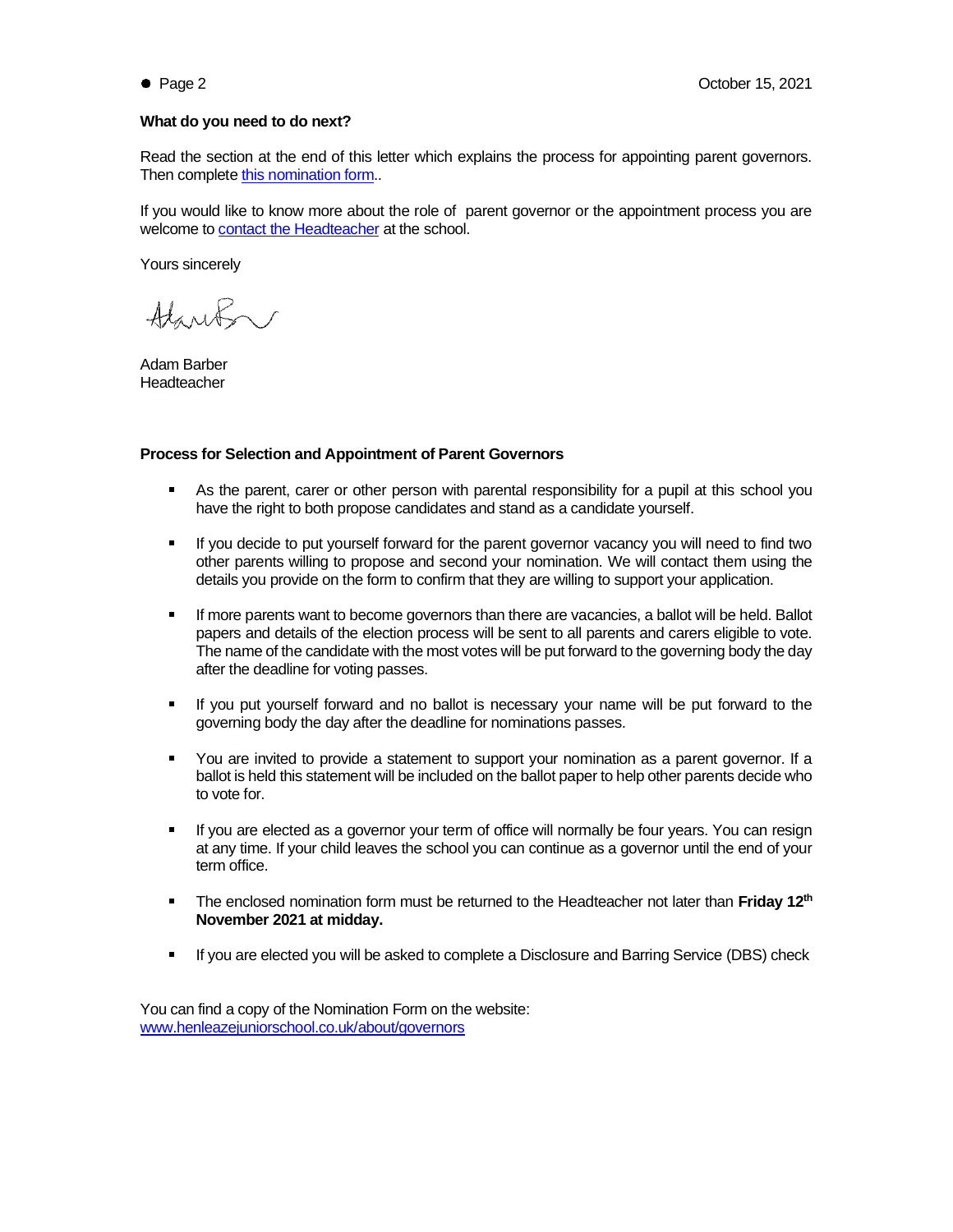**What do you need to do next?**

Read the section at the end of this letter which explains the process for appointing parent governors. Then complete [this nomination form](#)..

If you would like to know more about the role of parent governor or the appointment process you are welcome to [contact the Headteacher](#) at the school.

Yours sincerely

Adam Barber
Headteacher

**Process for Selection and Appointment of Parent Governors**

- As the parent, carer or other person with parental responsibility for a pupil at this school you have the right to both propose candidates and stand as a candidate yourself.
- If you decide to put yourself forward for the parent governor vacancy you will need to find two other parents willing to propose and second your nomination. We will contact them using the details you provide on the form to confirm that they are willing to support your application.
- If more parents want to become governors than there are vacancies, a ballot will be held. Ballot papers and details of the election process will be sent to all parents and carers eligible to vote. The name of the candidate with the most votes will be put forward to the governing body the day after the deadline for voting passes.
- If you put yourself forward and no ballot is necessary your name will be put forward to the governing body the day after the deadline for nominations passes.
- You are invited to provide a statement to support your nomination as a parent governor. If a ballot is held this statement will be included on the ballot paper to help other parents decide who to vote for.
- If you are elected as a governor your term of office will normally be four years. You can resign at any time. If your child leaves the school you can continue as a governor until the end of your term office.
- The enclosed nomination form must be returned to the Headteacher not later than **Friday 12th November 2021 at midday.**
- If you are elected you will be asked to complete a Disclosure and Barring Service (DBS) check

You can find a copy of the Nomination Form on the website:
[www.henleazejuniorschool.co.uk/about/governors](http://www.henleazejuniorschool.co.uk/about/governors)